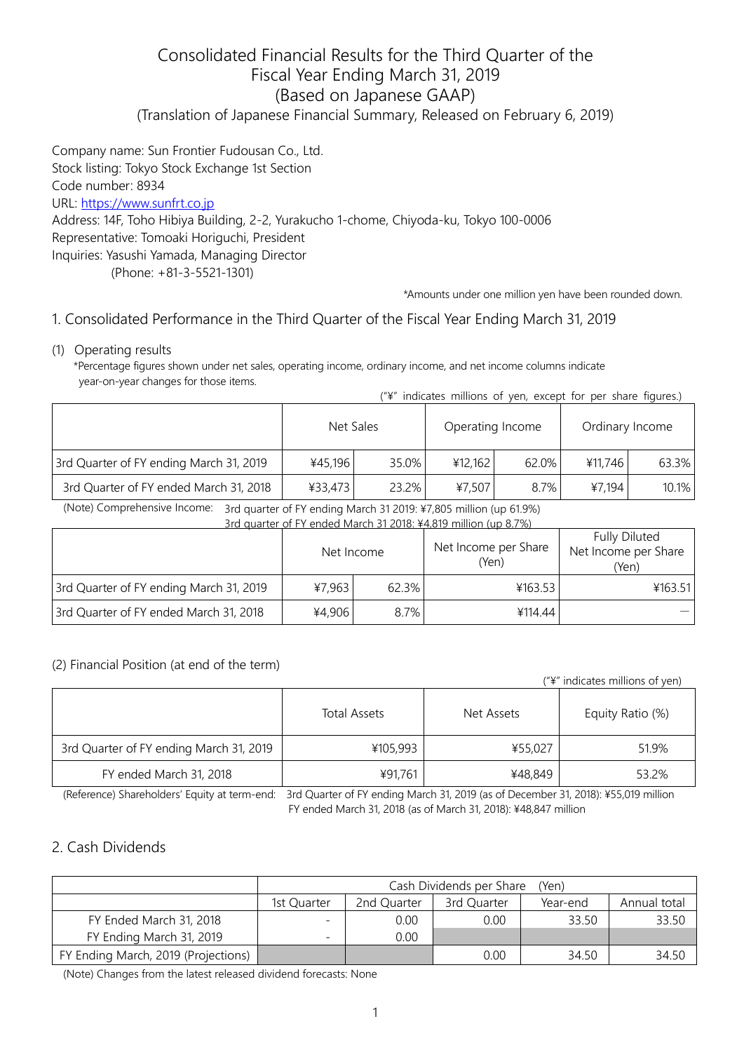# Consolidated Financial Results for the Third Quarter of the Fiscal Year Ending March 31, 2019 (Based on Japanese GAAP)

(Translation of Japanese Financial Summary, Released on February 6, 2019)

Company name: Sun Frontier Fudousan Co., Ltd.
Stock listing: Tokyo Stock Exchange 1st Section
Code number: 8934
URL: https://www.sunfrt.co.jp
Address: 14F, Toho Hibiya Building, 2-2, Yurakucho 1-chome, Chiyoda-ku, Tokyo 100-0006
Representative: Tomoaki Horiguchi, President
Inquiries: Yasushi Yamada, Managing Director
(Phone: +81-3-5521-1301)

*Amounts under one million yen have been rounded down.

## 1. Consolidated Performance in the Third Quarter of the Fiscal Year Ending March 31, 2019

### (1) Operating results

*Percentage figures shown under net sales, operating income, ordinary income, and net income columns indicate year-on-year changes for those items.

("¥" indicates millions of yen, except for per share figures.)

| | Net Sales | | Operating Income | | Ordinary Income | |
|---|---|---|---|---|---|---|
| 3rd Quarter of FY ending March 31, 2019 | ¥45,196 | 35.0% | ¥12,162 | 62.0% | ¥11,746 | 63.3% |
| 3rd Quarter of FY ended March 31, 2018 | ¥33,473 | 23.2% | ¥7,507 | 8.7% | ¥7,194 | 10.1% |

(Note) Comprehensive Income: 3rd quarter of FY ending March 31 2019: ¥7,805 million (up 61.9%)
3rd quarter of FY ended March 31 2018: ¥4,819 million (up 8.7%)

| | Net Income | | Net Income per Share (Yen) | Fully Diluted Net Income per Share (Yen) |
|---|---|---|---|---|
| 3rd Quarter of FY ending March 31, 2019 | ¥7,963 | 62.3% | ¥163.53 | ¥163.51 |
| 3rd Quarter of FY ended March 31, 2018 | ¥4,906 | 8.7% | ¥114.44 | — |

### (2) Financial Position (at end of the term)

("¥" indicates millions of yen)

| | Total Assets | Net Assets | Equity Ratio (%) |
|---|---|---|---|
| 3rd Quarter of FY ending March 31, 2019 | ¥105,993 | ¥55,027 | 51.9% |
| FY ended March 31, 2018 | ¥91,761 | ¥48,849 | 53.2% |

(Reference) Shareholders' Equity at term-end: 3rd Quarter of FY ending March 31, 2019 (as of December 31, 2018): ¥55,019 million
FY ended March 31, 2018 (as of March 31, 2018): ¥48,847 million

## 2. Cash Dividends

| | Cash Dividends per Share (Yen) | | | | |
|---|---|---|---|---|---|
| | 1st Quarter | 2nd Quarter | 3rd Quarter | Year-end | Annual total |
| FY Ended March 31, 2018 | - | 0.00 | 0.00 | 33.50 | 33.50 |
| FY Ending March 31, 2019 | - | 0.00 | | | |
| FY Ending March, 2019 (Projections) | | | 0.00 | 34.50 | 34.50 |

(Note) Changes from the latest released dividend forecasts: None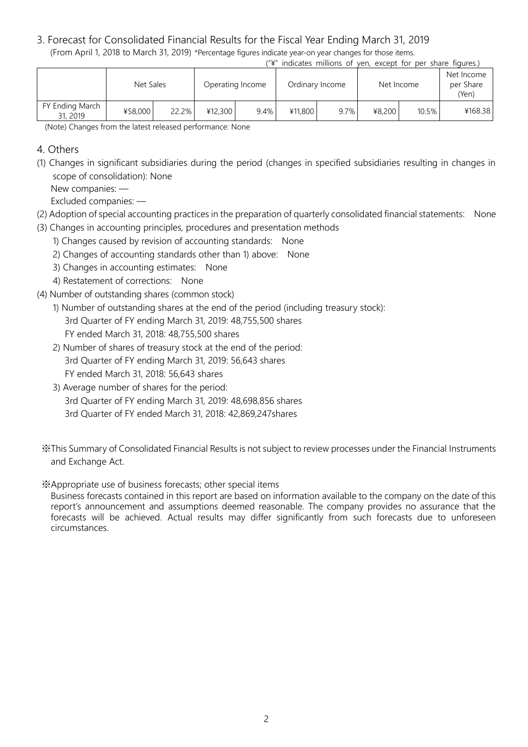## 3. Forecast for Consolidated Financial Results for the Fiscal Year Ending March 31, 2019

(From April 1, 2018 to March 31, 2019) *Percentage figures indicate year-on year changes for those items.

("¥" indicates millions of yen, except for per share figures.)

| | Net Sales | | Operating Income | | Ordinary Income | | Net Income | | Net Income per Share (Yen) |
|---|---|---|---|---|---|---|---|---|---|
| FY Ending March 31, 2019 | ¥58,000 | 22.2% | ¥12,300 | 9.4% | ¥11,800 | 9.7% | ¥8,200 | 10.5% | ¥168.38 |

(Note) Changes from the latest released performance: None

## 4. Others

(1) Changes in significant subsidiaries during the period (changes in specified subsidiaries resulting in changes in scope of consolidation): None

New companies: —

Excluded companies: —

(2) Adoption of special accounting practices in the preparation of quarterly consolidated financial statements: None

(3) Changes in accounting principles, procedures and presentation methods

1) Changes caused by revision of accounting standards: None

2) Changes of accounting standards other than 1) above: None

3) Changes in accounting estimates: None

4) Restatement of corrections: None

(4) Number of outstanding shares (common stock)

1) Number of outstanding shares at the end of the period (including treasury stock):

3rd Quarter of FY ending March 31, 2019: 48,755,500 shares

FY ended March 31, 2018: 48,755,500 shares

2) Number of shares of treasury stock at the end of the period:

3rd Quarter of FY ending March 31, 2019: 56,643 shares

FY ended March 31, 2018: 56,643 shares

3) Average number of shares for the period:

3rd Quarter of FY ending March 31, 2019: 48,698,856 shares

3rd Quarter of FY ended March 31, 2018: 42,869,247shares

※This Summary of Consolidated Financial Results is not subject to review processes under the Financial Instruments and Exchange Act.

※Appropriate use of business forecasts; other special items

Business forecasts contained in this report are based on information available to the company on the date of this report's announcement and assumptions deemed reasonable. The company provides no assurance that the forecasts will be achieved. Actual results may differ significantly from such forecasts due to unforeseen circumstances.